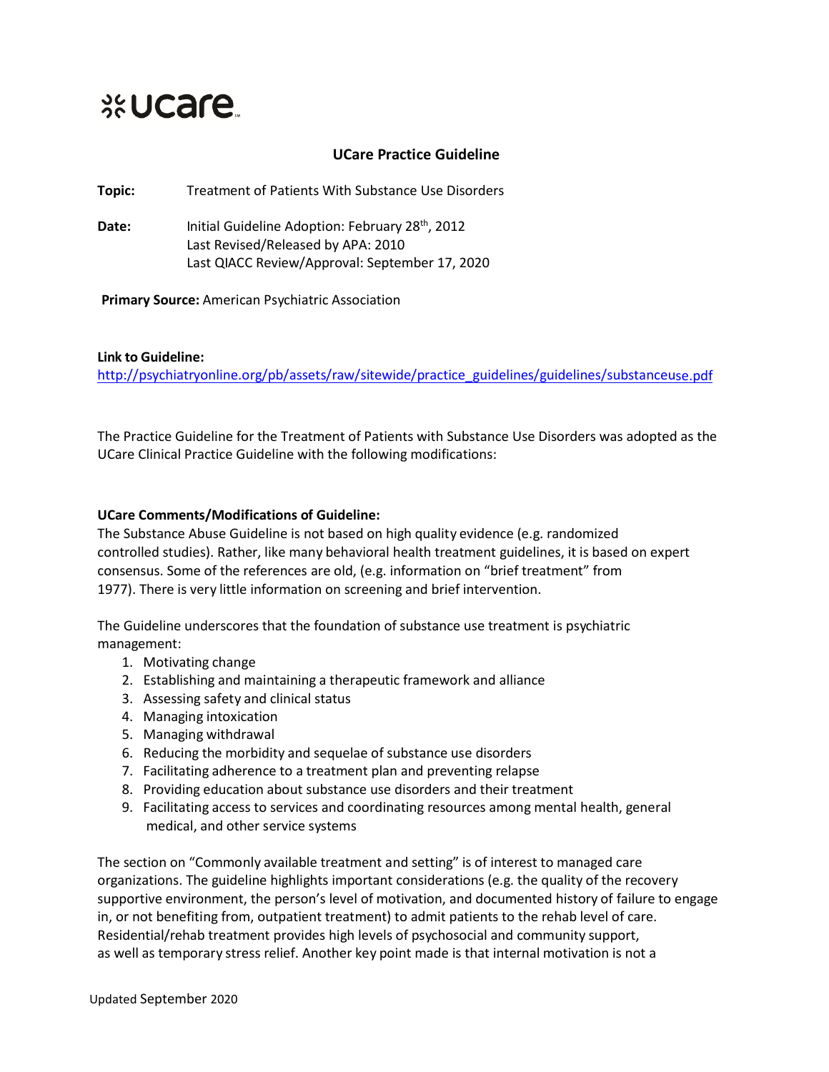ucare

## UCare Practice Guideline

**Topic:** Treatment of Patients With Substance Use Disorders

**Date:** Initial Guideline Adoption: February 28th, 2012
Last Revised/Released by APA: 2010
Last QIACC Review/Approval: September 17, 2020

**Primary Source:** American Psychiatric Association

**Link to Guideline:**
http://psychiatryonline.org/pb/assets/raw/sitewide/practice_guidelines/guidelines/substanceuse.pdf

The Practice Guideline for the Treatment of Patients with Substance Use Disorders was adopted as the UCare Clinical Practice Guideline with the following modifications:

**UCare Comments/Modifications of Guideline:**
The Substance Abuse Guideline is not based on high quality evidence (e.g. randomized controlled studies). Rather, like many behavioral health treatment guidelines, it is based on expert consensus. Some of the references are old, (e.g. information on "brief treatment" from 1977). There is very little information on screening and brief intervention.

The Guideline underscores that the foundation of substance use treatment is psychiatric management:

1. Motivating change
2. Establishing and maintaining a therapeutic framework and alliance
3. Assessing safety and clinical status
4. Managing intoxication
5. Managing withdrawal
6. Reducing the morbidity and sequelae of substance use disorders
7. Facilitating adherence to a treatment plan and preventing relapse
8. Providing education about substance use disorders and their treatment
9. Facilitating access to services and coordinating resources among mental health, general medical, and other service systems

The section on "Commonly available treatment and setting" is of interest to managed care organizations. The guideline highlights important considerations (e.g. the quality of the recovery supportive environment, the person's level of motivation, and documented history of failure to engage in, or not benefiting from, outpatient treatment) to admit patients to the rehab level of care. Residential/rehab treatment provides high levels of psychosocial and community support, as well as temporary stress relief. Another key point made is that internal motivation is not a

Updated September 2020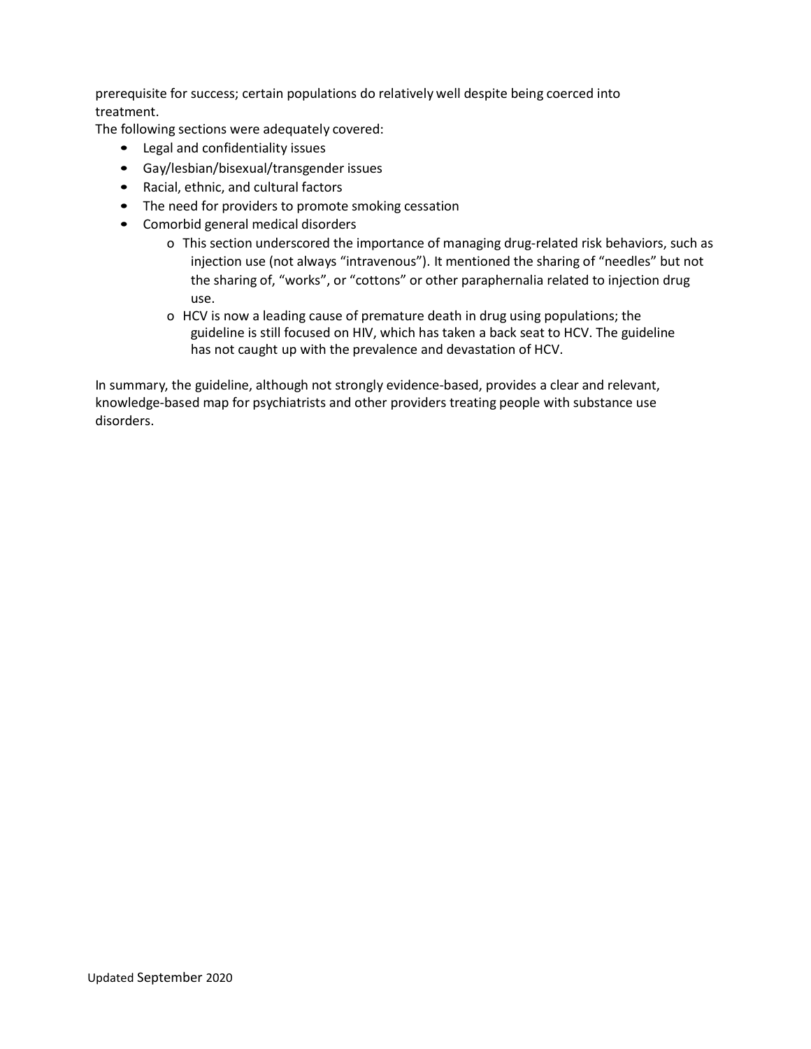prerequisite for success; certain populations do relatively well despite being coerced into treatment.

The following sections were adequately covered:

- Legal and confidentiality issues
- Gay/lesbian/bisexual/transgender issues
- Racial, ethnic, and cultural factors
- The need for providers to promote smoking cessation
- Comorbid general medical disorders
  - This section underscored the importance of managing drug-related risk behaviors, such as injection use (not always "intravenous"). It mentioned the sharing of "needles" but not the sharing of, "works", or "cottons" or other paraphernalia related to injection drug use.
  - HCV is now a leading cause of premature death in drug using populations; the guideline is still focused on HIV, which has taken a back seat to HCV. The guideline has not caught up with the prevalence and devastation of HCV.

In summary, the guideline, although not strongly evidence-based, provides a clear and relevant, knowledge-based map for psychiatrists and other providers treating people with substance use disorders.

Updated September 2020